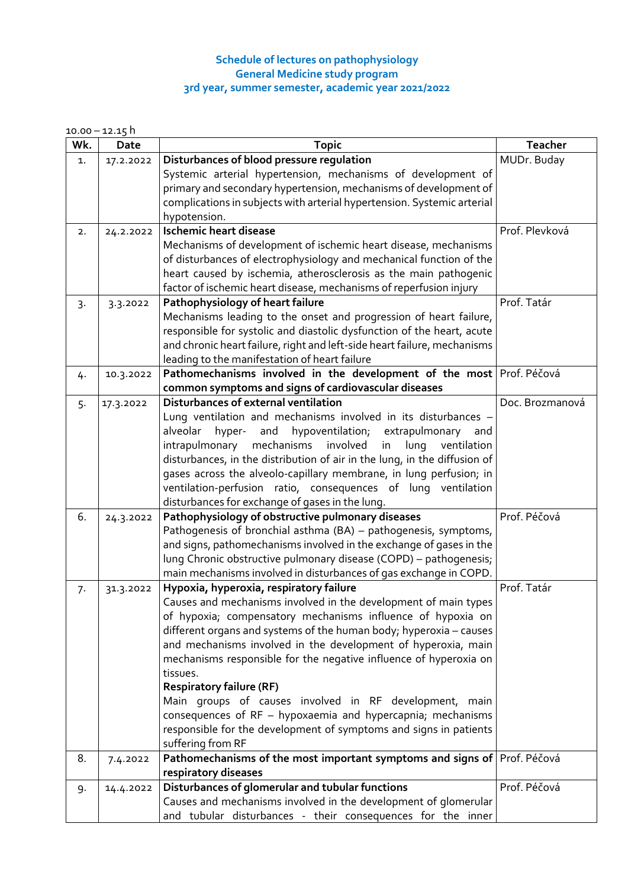# Schedule of lectures on pathophysiology
## General Medicine study program
## 3rd year, summer semester, academic year 2021/2022

10.00 – 12.15 h

| Wk. | Date | Topic | Teacher |
|---|---|---|---|
| 1. | 17.2.2022 | **Disturbances of blood pressure regulation** Systemic arterial hypertension, mechanisms of development of primary and secondary hypertension, mechanisms of development of complications in subjects with arterial hypertension. Systemic arterial hypotension. | MUDr. Buday |
| 2. | 24.2.2022 | **Ischemic heart disease** Mechanisms of development of ischemic heart disease, mechanisms of disturbances of electrophysiology and mechanical function of the heart caused by ischemia, atherosclerosis as the main pathogenic factor of ischemic heart disease, mechanisms of reperfusion injury | Prof. Plevková |
| 3. | 3.3.2022 | **Pathophysiology of heart failure** Mechanisms leading to the onset and progression of heart failure, responsible for systolic and diastolic dysfunction of the heart, acute and chronic heart failure, right and left-side heart failure, mechanisms leading to the manifestation of heart failure | Prof. Tatár |
| 4. | 10.3.2022 | **Pathomechanisms involved in the development of the most common symptoms and signs of cardiovascular diseases** | Prof. Péčová |
| 5. | 17.3.2022 | **Disturbances of external ventilation** Lung ventilation and mechanisms involved in its disturbances – alveolar hyper- and hypoventilation; extrapulmonary and intrapulmonary mechanisms involved in lung ventilation disturbances, in the distribution of air in the lung, in the diffusion of gases across the alveolo-capillary membrane, in lung perfusion; in ventilation-perfusion ratio, consequences of lung ventilation disturbances for exchange of gases in the lung. | Doc. Brozmanová |
| 6. | 24.3.2022 | **Pathophysiology of obstructive pulmonary diseases** Pathogenesis of bronchial asthma (BA) – pathogenesis, symptoms, and signs, pathomechanisms involved in the exchange of gases in the lung Chronic obstructive pulmonary disease (COPD) – pathogenesis; main mechanisms involved in disturbances of gas exchange in COPD. | Prof. Péčová |
| 7. | 31.3.2022 | **Hypoxia, hyperoxia, respiratory failure** Causes and mechanisms involved in the development of main types of hypoxia; compensatory mechanisms influence of hypoxia on different organs and systems of the human body; hyperoxia – causes and mechanisms involved in the development of hyperoxia, main mechanisms responsible for the negative influence of hyperoxia on tissues. **Respiratory failure (RF)** Main groups of causes involved in RF development, main consequences of RF – hypoxaemia and hypercapnia; mechanisms responsible for the development of symptoms and signs in patients suffering from RF | Prof. Tatár |
| 8. | 7.4.2022 | **Pathomechanisms of the most important symptoms and signs of respiratory diseases** | Prof. Péčová |
| 9. | 14.4.2022 | **Disturbances of glomerular and tubular functions** Causes and mechanisms involved in the development of glomerular and tubular disturbances - their consequences for the inner | Prof. Péčová |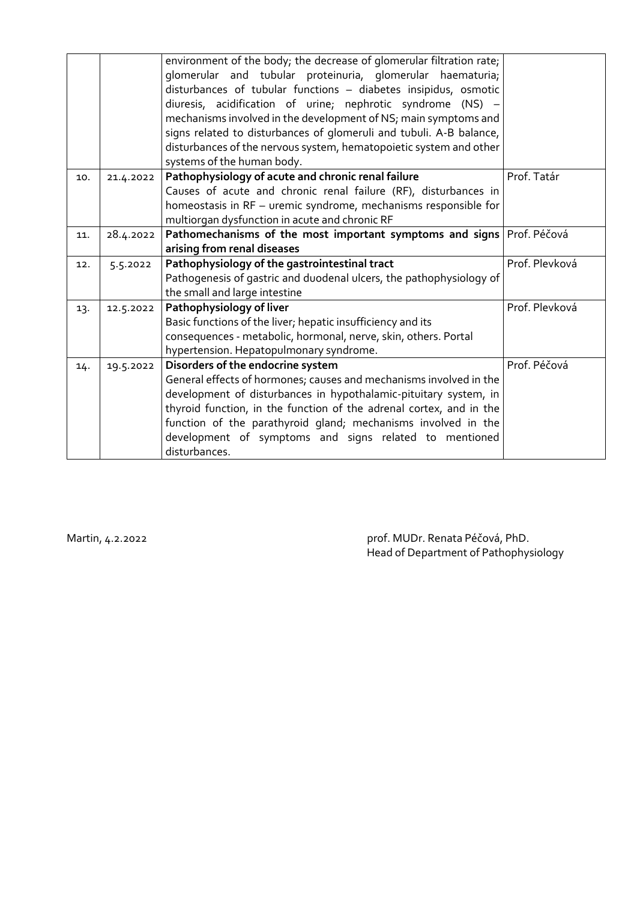| | | | |
|---|---|---|---|
| | | environment of the body; the decrease of glomerular filtration rate; glomerular and tubular proteinuria, glomerular haematuria; disturbances of tubular functions – diabetes insipidus, osmotic diuresis, acidification of urine; nephrotic syndrome (NS) – mechanisms involved in the development of NS; main symptoms and signs related to disturbances of glomeruli and tubuli. A-B balance, disturbances of the nervous system, hematopoietic system and other systems of the human body. | |
| 10. | 21.4.2022 | **Pathophysiology of acute and chronic renal failure** Causes of acute and chronic renal failure (RF), disturbances in homeostasis in RF – uremic syndrome, mechanisms responsible for multiorgan dysfunction in acute and chronic RF | Prof. Tatár |
| 11. | 28.4.2022 | **Pathomechanisms of the most important symptoms and signs arising from renal diseases** | Prof. Péčová |
| 12. | 5.5.2022 | **Pathophysiology of the gastrointestinal tract** Pathogenesis of gastric and duodenal ulcers, the pathophysiology of the small and large intestine | Prof. Plevková |
| 13. | 12.5.2022 | **Pathophysiology of liver** Basic functions of the liver; hepatic insufficiency and its consequences - metabolic, hormonal, nerve, skin, others. Portal hypertension. Hepatopulmonary syndrome. | Prof. Plevková |
| 14. | 19.5.2022 | **Disorders of the endocrine system** General effects of hormones; causes and mechanisms involved in the development of disturbances in hypothalamic-pituitary system, in thyroid function, in the function of the adrenal cortex, and in the function of the parathyroid gland; mechanisms involved in the development of symptoms and signs related to mentioned disturbances. | Prof. Péčová |

Martin, 4.2.2022

prof. MUDr. Renata Péčová, PhD.
Head of Department of Pathophysiology